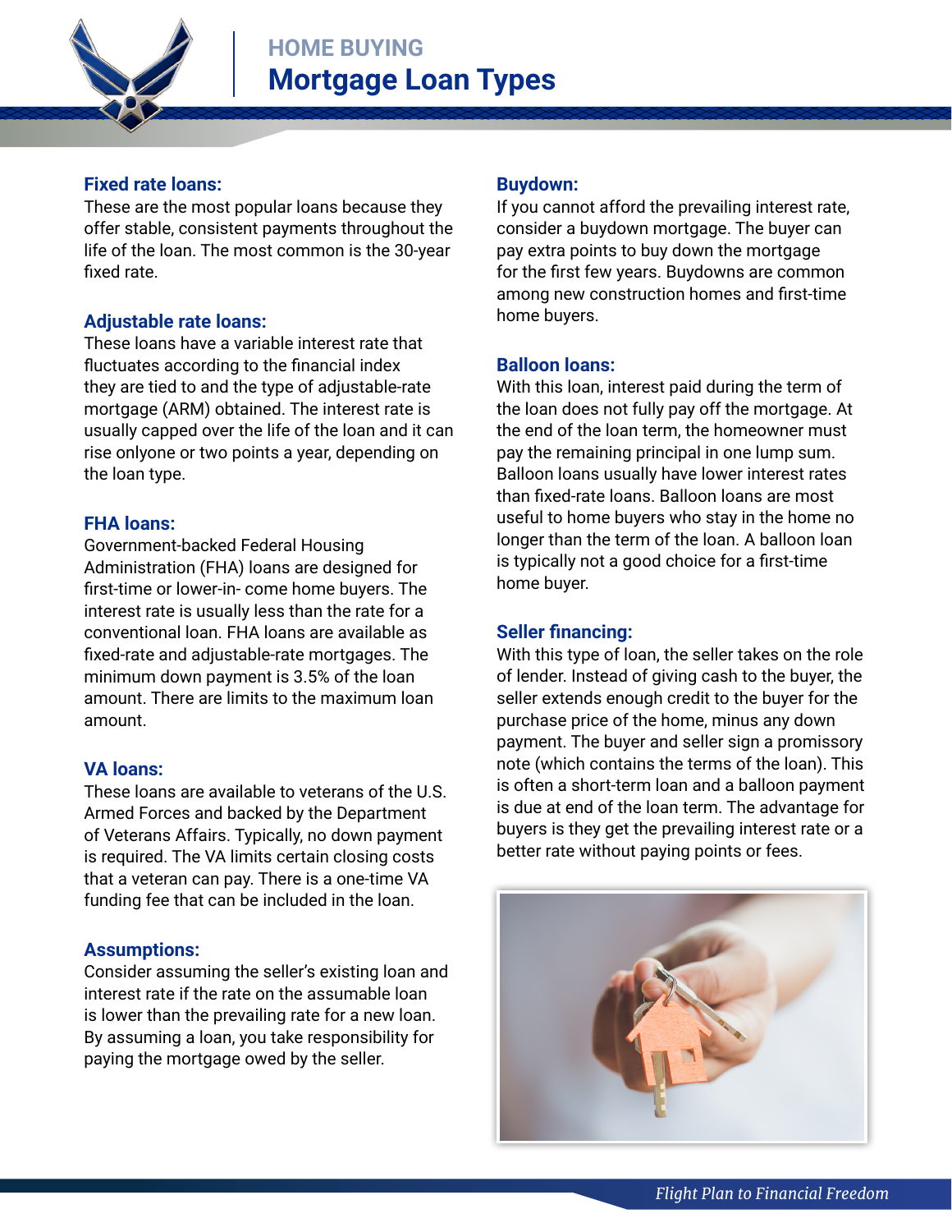HOME BUYING

# Mortgage Loan Types

### Fixed rate loans:

These are the most popular loans because they offer stable, consistent payments throughout the life of the loan. The most common is the 30-year fixed rate.

### Adjustable rate loans:

These loans have a variable interest rate that fluctuates according to the financial index they are tied to and the type of adjustable-rate mortgage (ARM) obtained. The interest rate is usually capped over the life of the loan and it can rise onlyone or two points a year, depending on the loan type.

### FHA loans:

Government-backed Federal Housing Administration (FHA) loans are designed for first-time or lower-in- come home buyers. The interest rate is usually less than the rate for a conventional loan. FHA loans are available as fixed-rate and adjustable-rate mortgages. The minimum down payment is 3.5% of the loan amount. There are limits to the maximum loan amount.

### VA loans:

These loans are available to veterans of the U.S. Armed Forces and backed by the Department of Veterans Affairs. Typically, no down payment is required. The VA limits certain closing costs that a veteran can pay. There is a one-time VA funding fee that can be included in the loan.

### Assumptions:

Consider assuming the seller's existing loan and interest rate if the rate on the assumable loan is lower than the prevailing rate for a new loan. By assuming a loan, you take responsibility for paying the mortgage owed by the seller.

### Buydown:

If you cannot afford the prevailing interest rate, consider a buydown mortgage. The buyer can pay extra points to buy down the mortgage for the first few years. Buydowns are common among new construction homes and first-time home buyers.

### Balloon loans:

With this loan, interest paid during the term of the loan does not fully pay off the mortgage. At the end of the loan term, the homeowner must pay the remaining principal in one lump sum. Balloon loans usually have lower interest rates than fixed-rate loans. Balloon loans are most useful to home buyers who stay in the home no longer than the term of the loan. A balloon loan is typically not a good choice for a first-time home buyer.

### Seller financing:

With this type of loan, the seller takes on the role of lender. Instead of giving cash to the buyer, the seller extends enough credit to the buyer for the purchase price of the home, minus any down payment. The buyer and seller sign a promissory note (which contains the terms of the loan). This is often a short-term loan and a balloon payment is due at end of the loan term. The advantage for buyers is they get the prevailing interest rate or a better rate without paying points or fees.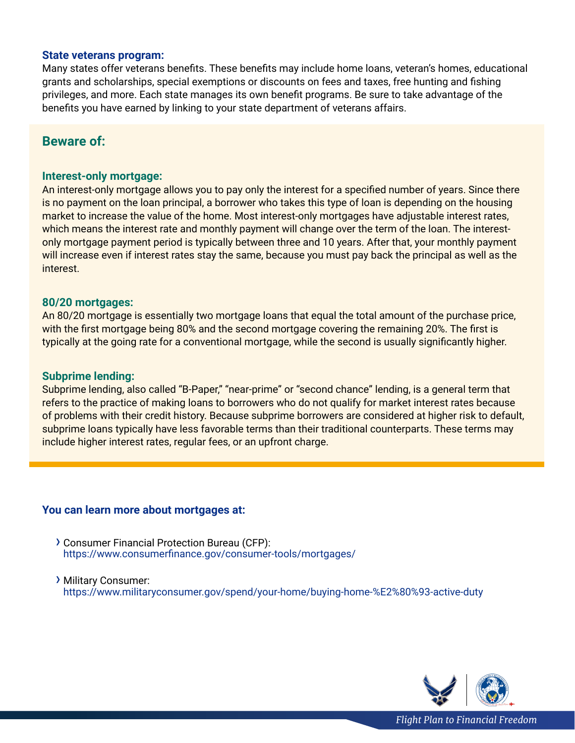### State veterans program:

Many states offer veterans benefits. These benefits may include home loans, veteran's homes, educational grants and scholarships, special exemptions or discounts on fees and taxes, free hunting and fishing privileges, and more. Each state manages its own benefit programs. Be sure to take advantage of the benefits you have earned by linking to your state department of veterans affairs.

## Beware of:

### Interest-only mortgage:

An interest-only mortgage allows you to pay only the interest for a specified number of years. Since there is no payment on the loan principal, a borrower who takes this type of loan is depending on the housing market to increase the value of the home. Most interest-only mortgages have adjustable interest rates, which means the interest rate and monthly payment will change over the term of the loan. The interest-only mortgage payment period is typically between three and 10 years. After that, your monthly payment will increase even if interest rates stay the same, because you must pay back the principal as well as the interest.

### 80/20 mortgages:

An 80/20 mortgage is essentially two mortgage loans that equal the total amount of the purchase price, with the first mortgage being 80% and the second mortgage covering the remaining 20%. The first is typically at the going rate for a conventional mortgage, while the second is usually significantly higher.

### Subprime lending:

Subprime lending, also called "B-Paper," "near-prime" or "second chance" lending, is a general term that refers to the practice of making loans to borrowers who do not qualify for market interest rates because of problems with their credit history. Because subprime borrowers are considered at higher risk to default, subprime loans typically have less favorable terms than their traditional counterparts. These terms may include higher interest rates, regular fees, or an upfront charge.

### You can learn more about mortgages at:

- Consumer Financial Protection Bureau (CFP):
  https://www.consumerfinance.gov/consumer-tools/mortgages/
- Military Consumer:
  https://www.militaryconsumer.gov/spend/your-home/buying-home-%E2%80%93-active-duty

*Flight Plan to Financial Freedom*